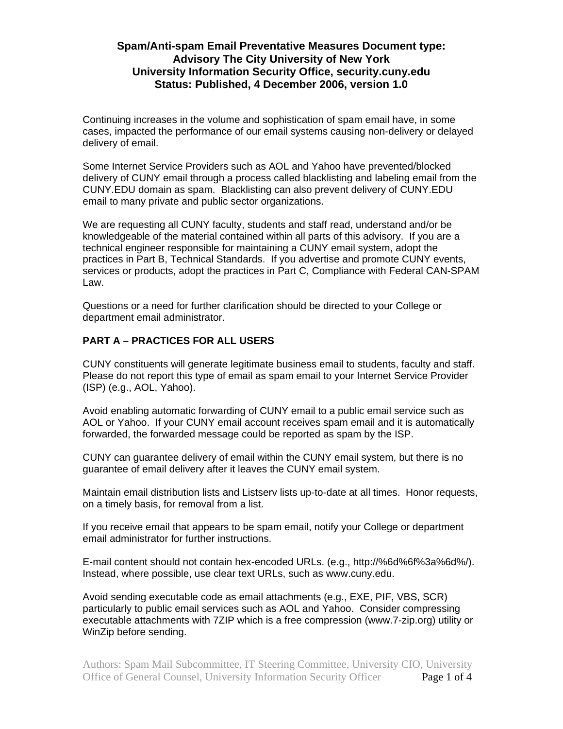# Spam/Anti-spam Email Preventative Measures Document type: Advisory The City University of New York University Information Security Office, security.cuny.edu Status: Published, 4 December 2006, version 1.0

Continuing increases in the volume and sophistication of spam email have, in some cases, impacted the performance of our email systems causing non-delivery or delayed delivery of email.

Some Internet Service Providers such as AOL and Yahoo have prevented/blocked delivery of CUNY email through a process called blacklisting and labeling email from the CUNY.EDU domain as spam. Blacklisting can also prevent delivery of CUNY.EDU email to many private and public sector organizations.

We are requesting all CUNY faculty, students and staff read, understand and/or be knowledgeable of the material contained within all parts of this advisory. If you are a technical engineer responsible for maintaining a CUNY email system, adopt the practices in Part B, Technical Standards. If you advertise and promote CUNY events, services or products, adopt the practices in Part C, Compliance with Federal CAN-SPAM Law.

Questions or a need for further clarification should be directed to your College or department email administrator.

## PART A – PRACTICES FOR ALL USERS

CUNY constituents will generate legitimate business email to students, faculty and staff. Please do not report this type of email as spam email to your Internet Service Provider (ISP) (e.g., AOL, Yahoo).

Avoid enabling automatic forwarding of CUNY email to a public email service such as AOL or Yahoo. If your CUNY email account receives spam email and it is automatically forwarded, the forwarded message could be reported as spam by the ISP.

CUNY can guarantee delivery of email within the CUNY email system, but there is no guarantee of email delivery after it leaves the CUNY email system.

Maintain email distribution lists and Listserv lists up-to-date at all times. Honor requests, on a timely basis, for removal from a list.

If you receive email that appears to be spam email, notify your College or department email administrator for further instructions.

E-mail content should not contain hex-encoded URLs. (e.g., http://%6d%6f%3a%6d%/). Instead, where possible, use clear text URLs, such as www.cuny.edu.

Avoid sending executable code as email attachments (e.g., EXE, PIF, VBS, SCR) particularly to public email services such as AOL and Yahoo. Consider compressing executable attachments with 7ZIP which is a free compression (www.7-zip.org) utility or WinZip before sending.

Authors: Spam Mail Subcommittee, IT Steering Committee, University CIO, University Office of General Counsel, University Information Security Officer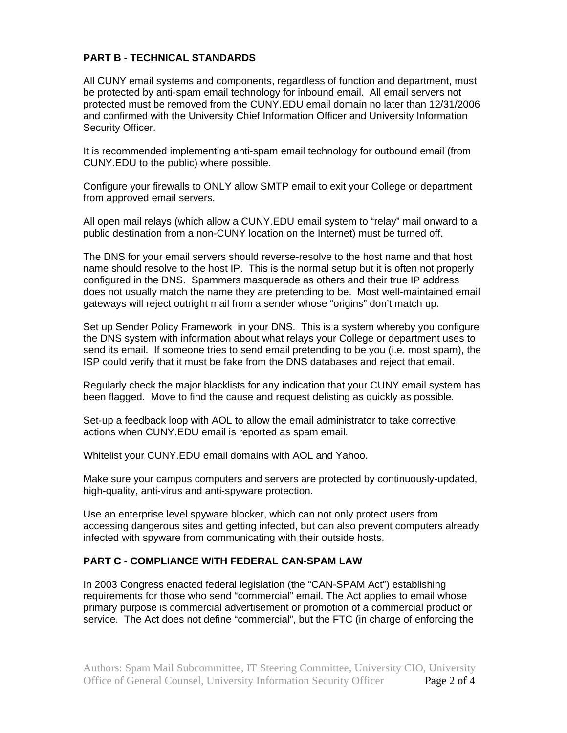**PART B - TECHNICAL STANDARDS**

All CUNY email systems and components, regardless of function and department, must be protected by anti-spam email technology for inbound email. All email servers not protected must be removed from the CUNY.EDU email domain no later than 12/31/2006 and confirmed with the University Chief Information Officer and University Information Security Officer.

It is recommended implementing anti-spam email technology for outbound email (from CUNY.EDU to the public) where possible.

Configure your firewalls to ONLY allow SMTP email to exit your College or department from approved email servers.

All open mail relays (which allow a CUNY.EDU email system to "relay" mail onward to a public destination from a non-CUNY location on the Internet) must be turned off.

The DNS for your email servers should reverse-resolve to the host name and that host name should resolve to the host IP. This is the normal setup but it is often not properly configured in the DNS. Spammers masquerade as others and their true IP address does not usually match the name they are pretending to be. Most well-maintained email gateways will reject outright mail from a sender whose "origins" don't match up.

Set up Sender Policy Framework in your DNS. This is a system whereby you configure the DNS system with information about what relays your College or department uses to send its email. If someone tries to send email pretending to be you (i.e. most spam), the ISP could verify that it must be fake from the DNS databases and reject that email.

Regularly check the major blacklists for any indication that your CUNY email system has been flagged. Move to find the cause and request delisting as quickly as possible.

Set-up a feedback loop with AOL to allow the email administrator to take corrective actions when CUNY.EDU email is reported as spam email.

Whitelist your CUNY.EDU email domains with AOL and Yahoo.

Make sure your campus computers and servers are protected by continuously-updated, high-quality, anti-virus and anti-spyware protection.

Use an enterprise level spyware blocker, which can not only protect users from accessing dangerous sites and getting infected, but can also prevent computers already infected with spyware from communicating with their outside hosts.

**PART C - COMPLIANCE WITH FEDERAL CAN-SPAM LAW**

In 2003 Congress enacted federal legislation (the "CAN-SPAM Act") establishing requirements for those who send "commercial" email. The Act applies to email whose primary purpose is commercial advertisement or promotion of a commercial product or service. The Act does not define "commercial", but the FTC (in charge of enforcing the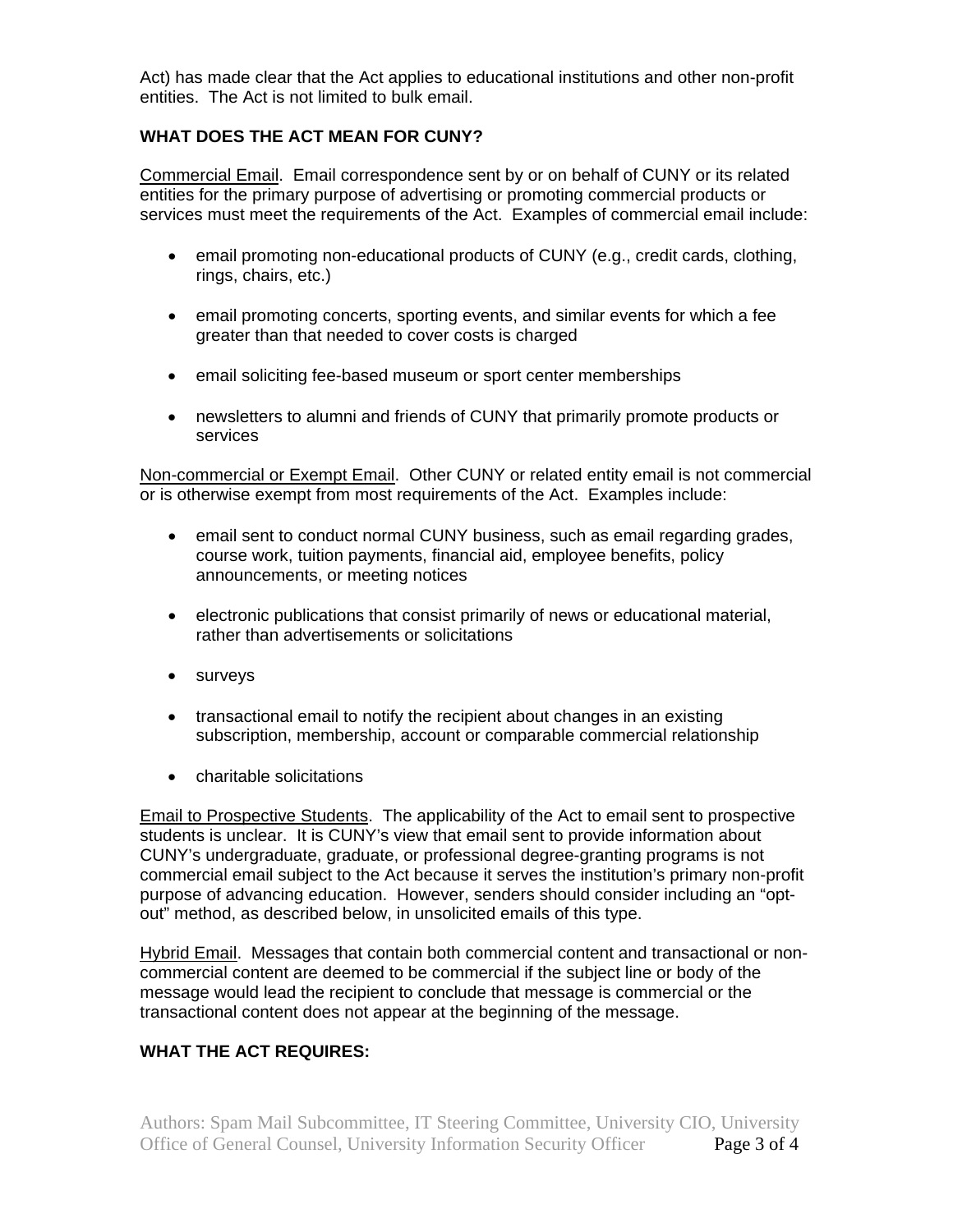Act) has made clear that the Act applies to educational institutions and other non-profit entities. The Act is not limited to bulk email.

**WHAT DOES THE ACT MEAN FOR CUNY?**

<u>Commercial Email</u>. Email correspondence sent by or on behalf of CUNY or its related entities for the primary purpose of advertising or promoting commercial products or services must meet the requirements of the Act. Examples of commercial email include:

- email promoting non-educational products of CUNY (e.g., credit cards, clothing, rings, chairs, etc.)
- email promoting concerts, sporting events, and similar events for which a fee greater than that needed to cover costs is charged
- email soliciting fee-based museum or sport center memberships
- newsletters to alumni and friends of CUNY that primarily promote products or services

<u>Non-commercial or Exempt Email</u>. Other CUNY or related entity email is not commercial or is otherwise exempt from most requirements of the Act. Examples include:

- email sent to conduct normal CUNY business, such as email regarding grades, course work, tuition payments, financial aid, employee benefits, policy announcements, or meeting notices
- electronic publications that consist primarily of news or educational material, rather than advertisements or solicitations
- surveys
- transactional email to notify the recipient about changes in an existing subscription, membership, account or comparable commercial relationship
- charitable solicitations

<u>Email to Prospective Students</u>. The applicability of the Act to email sent to prospective students is unclear. It is CUNY's view that email sent to provide information about CUNY's undergraduate, graduate, or professional degree-granting programs is not commercial email subject to the Act because it serves the institution's primary non-profit purpose of advancing education. However, senders should consider including an "opt-out" method, as described below, in unsolicited emails of this type.

<u>Hybrid Email</u>. Messages that contain both commercial content and transactional or non-commercial content are deemed to be commercial if the subject line or body of the message would lead the recipient to conclude that message is commercial or the transactional content does not appear at the beginning of the message.

**WHAT THE ACT REQUIRES:**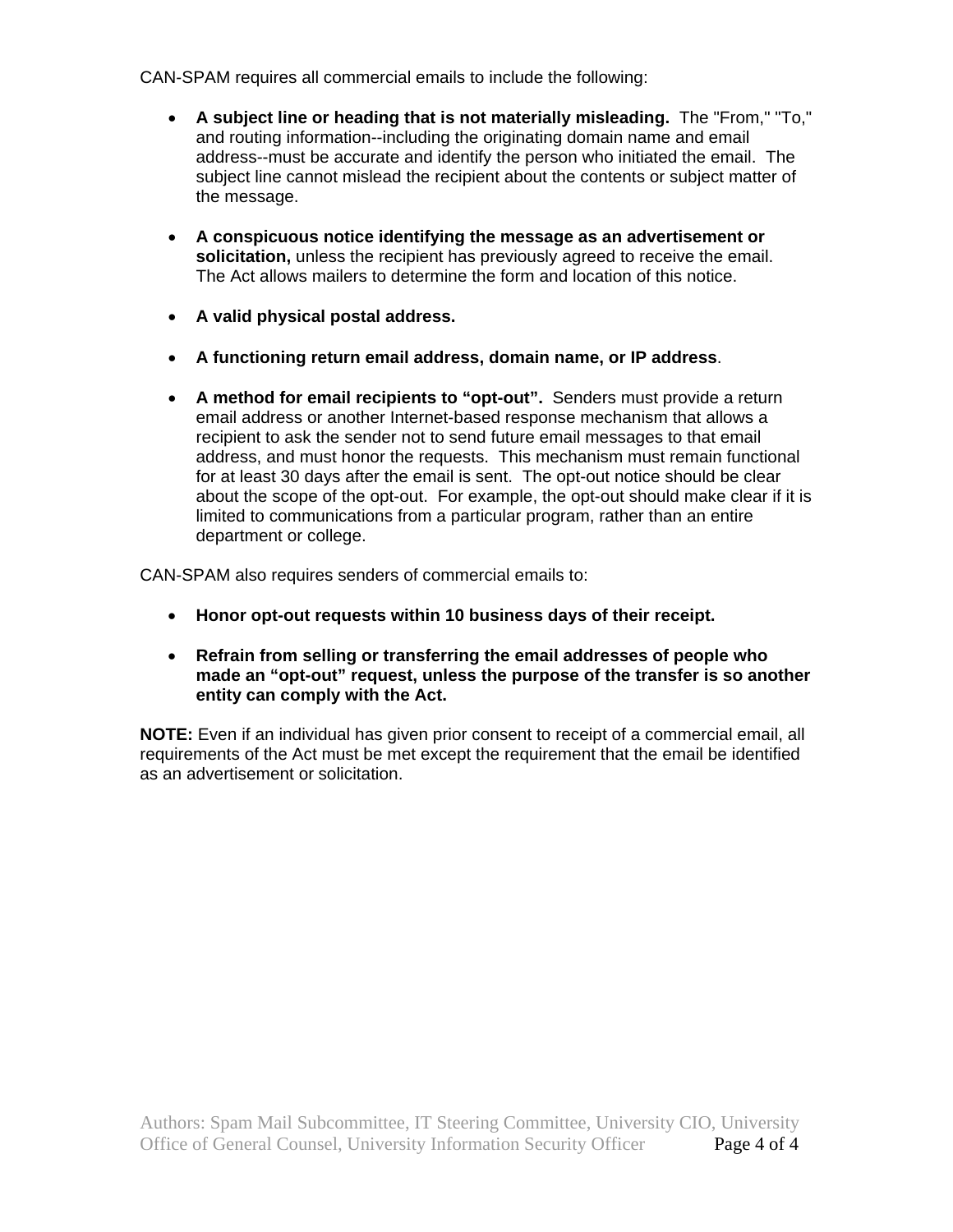CAN-SPAM requires all commercial emails to include the following:

- **A subject line or heading that is not materially misleading.** The "From," "To," and routing information--including the originating domain name and email address--must be accurate and identify the person who initiated the email. The subject line cannot mislead the recipient about the contents or subject matter of the message.

- **A conspicuous notice identifying the message as an advertisement or solicitation,** unless the recipient has previously agreed to receive the email. The Act allows mailers to determine the form and location of this notice.

- **A valid physical postal address.**

- **A functioning return email address, domain name, or IP address**.

- **A method for email recipients to "opt-out".** Senders must provide a return email address or another Internet-based response mechanism that allows a recipient to ask the sender not to send future email messages to that email address, and must honor the requests. This mechanism must remain functional for at least 30 days after the email is sent. The opt-out notice should be clear about the scope of the opt-out. For example, the opt-out should make clear if it is limited to communications from a particular program, rather than an entire department or college.

CAN-SPAM also requires senders of commercial emails to:

- **Honor opt-out requests within 10 business days of their receipt.**

- **Refrain from selling or transferring the email addresses of people who made an "opt-out" request, unless the purpose of the transfer is so another entity can comply with the Act.**

**NOTE:** Even if an individual has given prior consent to receipt of a commercial email, all requirements of the Act must be met except the requirement that the email be identified as an advertisement or solicitation.